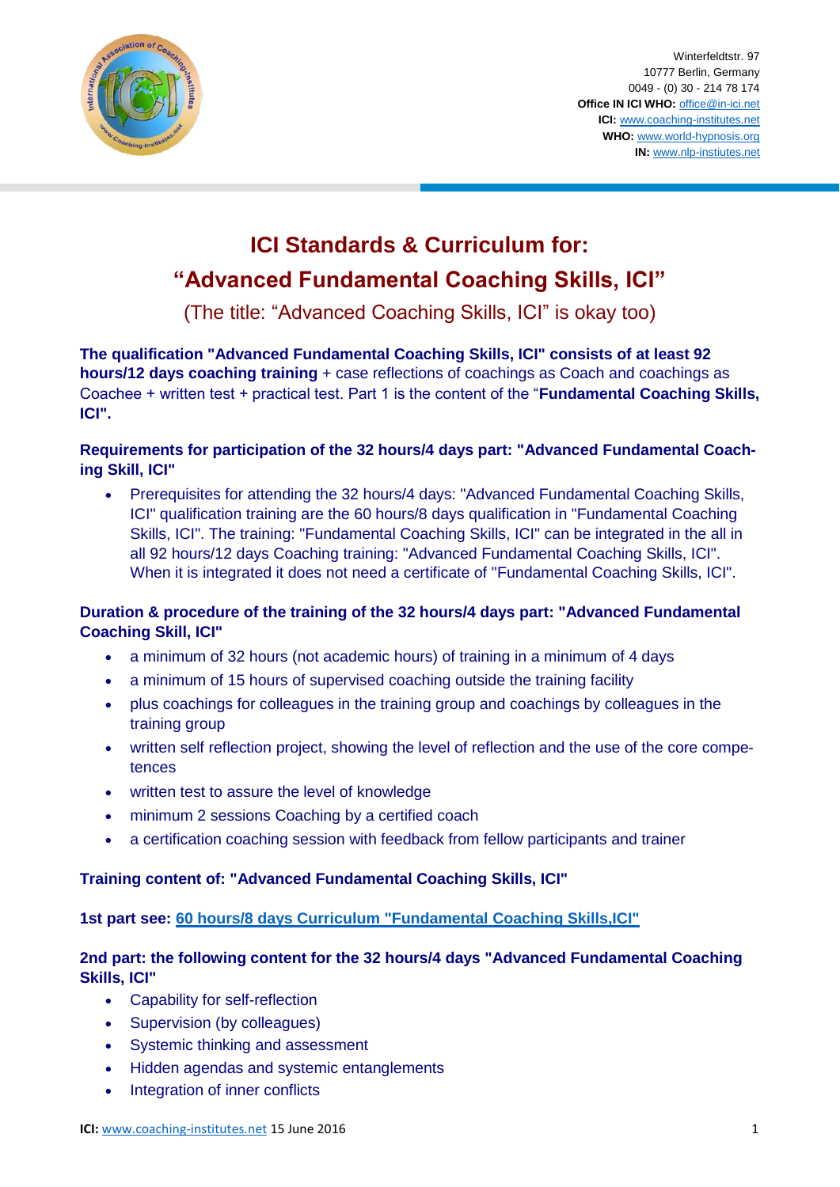Winterfeldtstr. 97
10777 Berlin, Germany
0049 - (0) 30 - 214 78 174
**Office IN ICI WHO:** office@in-ici.net
**ICI:** www.coaching-institutes.net
**WHO:** www.world-hypnosis.org
**IN:** www.nlp-instiutes.net

# ICI Standards & Curriculum for:
# "Advanced Fundamental Coaching Skills, ICI"

(The title: "Advanced Coaching Skills, ICI" is okay too)

**The qualification "Advanced Fundamental Coaching Skills, ICI" consists of at least 92 hours/12 days coaching training** + case reflections of coachings as Coach and coachings as Coachee + written test + practical test. Part 1 is the content of the "**Fundamental Coaching Skills, ICI".**

### Requirements for participation of the 32 hours/4 days part: "Advanced Fundamental Coaching Skill, ICI"

- Prerequisites for attending the 32 hours/4 days: "Advanced Fundamental Coaching Skills, ICI" qualification training are the 60 hours/8 days qualification in "Fundamental Coaching Skills, ICI". The training: "Fundamental Coaching Skills, ICI" can be integrated in the all in all 92 hours/12 days Coaching training: "Advanced Fundamental Coaching Skills, ICI". When it is integrated it does not need a certificate of "Fundamental Coaching Skills, ICI".

### Duration & procedure of the training of the 32 hours/4 days part: "Advanced Fundamental Coaching Skill, ICI"

- a minimum of 32 hours (not academic hours) of training in a minimum of 4 days
- a minimum of 15 hours of supervised coaching outside the training facility
- plus coachings for colleagues in the training group and coachings by colleagues in the training group
- written self reflection project, showing the level of reflection and the use of the core competences
- written test to assure the level of knowledge
- minimum 2 sessions Coaching by a certified coach
- a certification coaching session with feedback from fellow participants and trainer

### Training content of: "Advanced Fundamental Coaching Skills, ICI"

**1st part see: 60 hours/8 days Curriculum "Fundamental Coaching Skills,ICI"**

### 2nd part: the following content for the 32 hours/4 days "Advanced Fundamental Coaching Skills, ICI"

- Capability for self-reflection
- Supervision (by colleagues)
- Systemic thinking and assessment
- Hidden agendas and systemic entanglements
- Integration of inner conflicts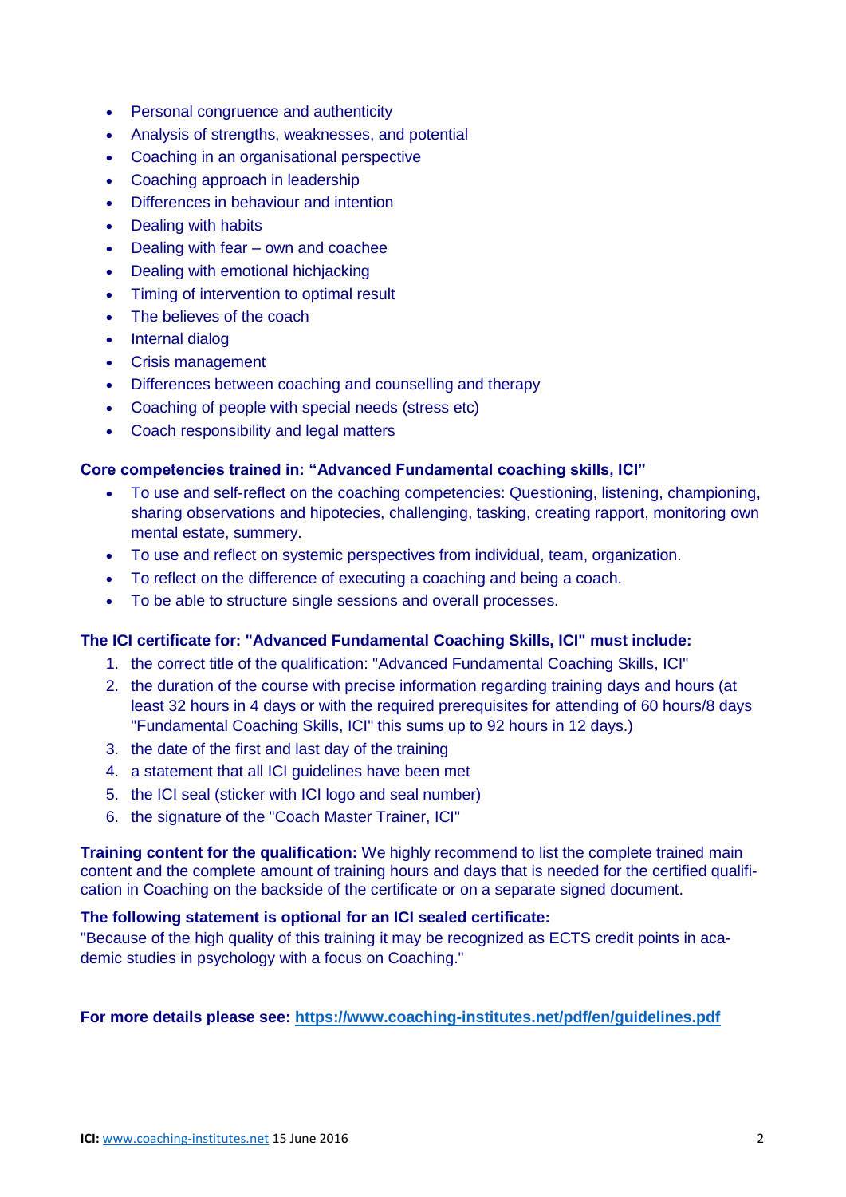- Personal congruence and authenticity
- Analysis of strengths, weaknesses, and potential
- Coaching in an organisational perspective
- Coaching approach in leadership
- Differences in behaviour and intention
- Dealing with habits
- Dealing with fear – own and coachee
- Dealing with emotional hichjacking
- Timing of intervention to optimal result
- The believes of the coach
- Internal dialog
- Crisis management
- Differences between coaching and counselling and therapy
- Coaching of people with special needs (stress etc)
- Coach responsibility and legal matters

**Core competencies trained in: "Advanced Fundamental coaching skills, ICI"**

- To use and self-reflect on the coaching competencies: Questioning, listening, championing, sharing observations and hipotecies, challenging, tasking, creating rapport, monitoring own mental estate, summery.
- To use and reflect on systemic perspectives from individual, team, organization.
- To reflect on the difference of executing a coaching and being a coach.
- To be able to structure single sessions and overall processes.

**The ICI certificate for: "Advanced Fundamental Coaching Skills, ICI" must include:**

1. the correct title of the qualification: "Advanced Fundamental Coaching Skills, ICI"
2. the duration of the course with precise information regarding training days and hours (at least 32 hours in 4 days or with the required prerequisites for attending of 60 hours/8 days "Fundamental Coaching Skills, ICI" this sums up to 92 hours in 12 days.)
3. the date of the first and last day of the training
4. a statement that all ICI guidelines have been met
5. the ICI seal (sticker with ICI logo and seal number)
6. the signature of the "Coach Master Trainer, ICI"

**Training content for the qualification:** We highly recommend to list the complete trained main content and the complete amount of training hours and days that is needed for the certified qualification in Coaching on the backside of the certificate or on a separate signed document.

**The following statement is optional for an ICI sealed certificate:**
"Because of the high quality of this training it may be recognized as ECTS credit points in academic studies in psychology with a focus on Coaching."

**For more details please see: https://www.coaching-institutes.net/pdf/en/guidelines.pdf**